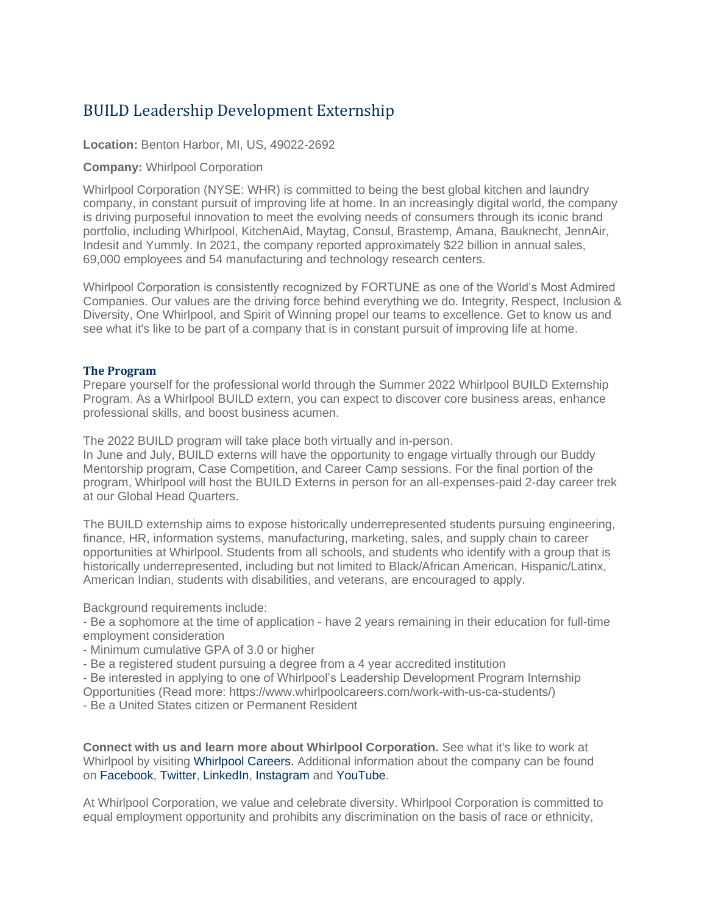# BUILD Leadership Development Externship

**Location:** Benton Harbor, MI, US, 49022-2692

**Company:** Whirlpool Corporation

Whirlpool Corporation (NYSE: WHR) is committed to being the best global kitchen and laundry company, in constant pursuit of improving life at home. In an increasingly digital world, the company is driving purposeful innovation to meet the evolving needs of consumers through its iconic brand portfolio, including Whirlpool, KitchenAid, Maytag, Consul, Brastemp, Amana, Bauknecht, JennAir, Indesit and Yummly. In 2021, the company reported approximately $22 billion in annual sales, 69,000 employees and 54 manufacturing and technology research centers.

Whirlpool Corporation is consistently recognized by FORTUNE as one of the World's Most Admired Companies. Our values are the driving force behind everything we do. Integrity, Respect, Inclusion & Diversity, One Whirlpool, and Spirit of Winning propel our teams to excellence. Get to know us and see what it's like to be part of a company that is in constant pursuit of improving life at home.

### The Program

Prepare yourself for the professional world through the Summer 2022 Whirlpool BUILD Externship Program. As a Whirlpool BUILD extern, you can expect to discover core business areas, enhance professional skills, and boost business acumen.

The 2022 BUILD program will take place both virtually and in-person.
In June and July, BUILD externs will have the opportunity to engage virtually through our Buddy Mentorship program, Case Competition, and Career Camp sessions. For the final portion of the program, Whirlpool will host the BUILD Externs in person for an all-expenses-paid 2-day career trek at our Global Head Quarters.

The BUILD externship aims to expose historically underrepresented students pursuing engineering, finance, HR, information systems, manufacturing, marketing, sales, and supply chain to career opportunities at Whirlpool. Students from all schools, and students who identify with a group that is historically underrepresented, including but not limited to Black/African American, Hispanic/Latinx, American Indian, students with disabilities, and veterans, are encouraged to apply.

Background requirements include:

- Be a sophomore at the time of application - have 2 years remaining in their education for full-time employment consideration
- Minimum cumulative GPA of 3.0 or higher
- Be a registered student pursuing a degree from a 4 year accredited institution
- Be interested in applying to one of Whirlpool's Leadership Development Program Internship Opportunities (Read more: https://www.whirlpoolcareers.com/work-with-us-ca-students/)
- Be a United States citizen or Permanent Resident

**Connect with us and learn more about Whirlpool Corporation.** See what it's like to work at Whirlpool by visiting Whirlpool Careers. Additional information about the company can be found on Facebook, Twitter, LinkedIn, Instagram and YouTube.

At Whirlpool Corporation, we value and celebrate diversity. Whirlpool Corporation is committed to equal employment opportunity and prohibits any discrimination on the basis of race or ethnicity,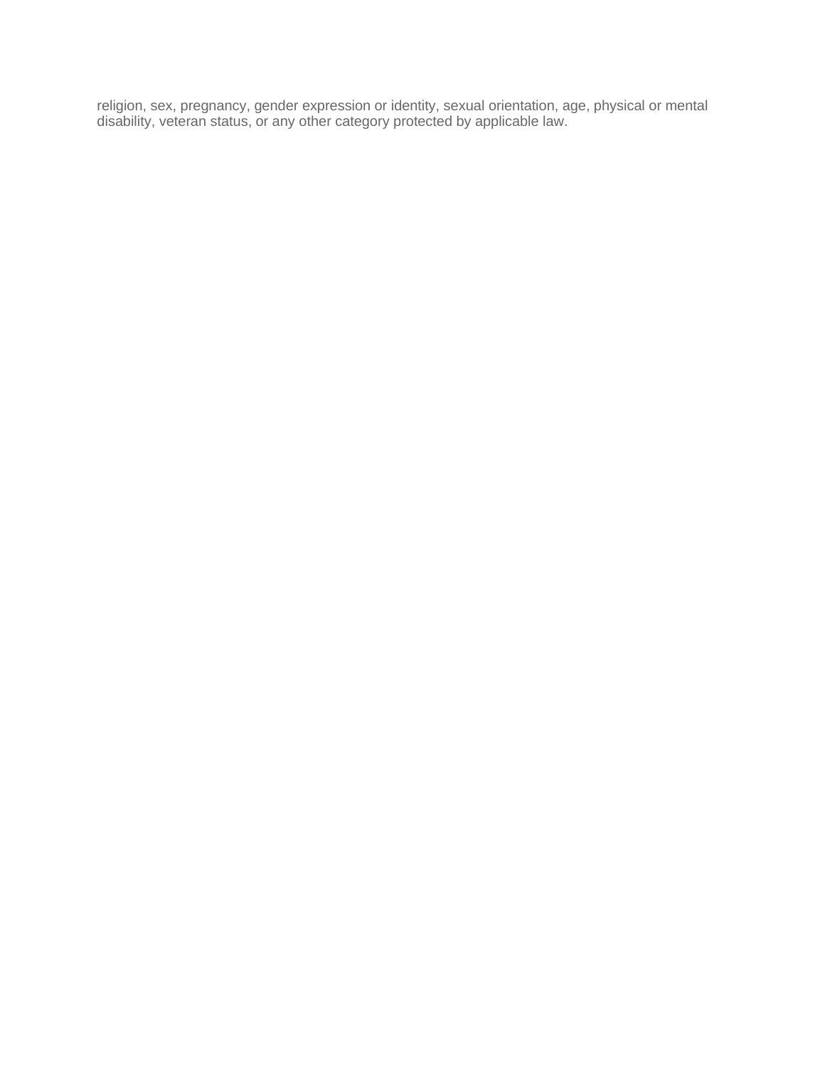religion, sex, pregnancy, gender expression or identity, sexual orientation, age, physical or mental disability, veteran status, or any other category protected by applicable law.